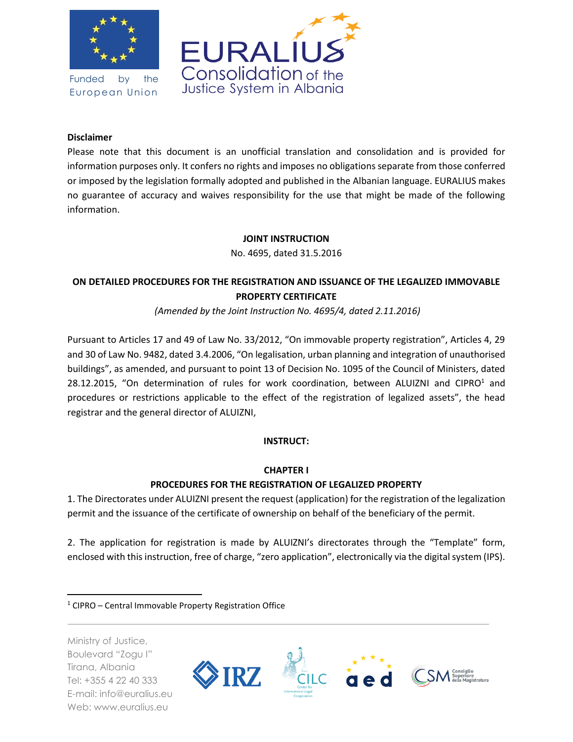**Disclaimer**

Please note that this document is an unofficial translation and consolidation and is provided for information purposes only. It confers no rights and imposes no obligations separate from those conferred or imposed by the legislation formally adopted and published in the Albanian language. EURALIUS makes no guarantee of accuracy and waives responsibility for the use that might be made of the following information.

**JOINT INSTRUCTION**

No. 4695, dated 31.5.2016

# ON DETAILED PROCEDURES FOR THE REGISTRATION AND ISSUANCE OF THE LEGALIZED IMMOVABLE PROPERTY CERTIFICATE

*(Amended by the Joint Instruction No. 4695/4, dated 2.11.2016)*

Pursuant to Articles 17 and 49 of Law No. 33/2012, "On immovable property registration", Articles 4, 29 and 30 of Law No. 9482, dated 3.4.2006, "On legalisation, urban planning and integration of unauthorised buildings", as amended, and pursuant to point 13 of Decision No. 1095 of the Council of Ministers, dated 28.12.2015, "On determination of rules for work coordination, between ALUIZNI and CIPRO[1] and procedures or restrictions applicable to the effect of the registration of legalized assets", the head registrar and the general director of ALUIZNI,

**INSTRUCT:**

## CHAPTER I
## PROCEDURES FOR THE REGISTRATION OF LEGALIZED PROPERTY

1. The Directorates under ALUIZNI present the request (application) for the registration of the legalization permit and the issuance of the certificate of ownership on behalf of the beneficiary of the permit.

2. The application for registration is made by ALUIZNI's directorates through the "Template" form, enclosed with this instruction, free of charge, "zero application", electronically via the digital system (IPS).

---

[1] CIPRO – Central Immovable Property Registration Office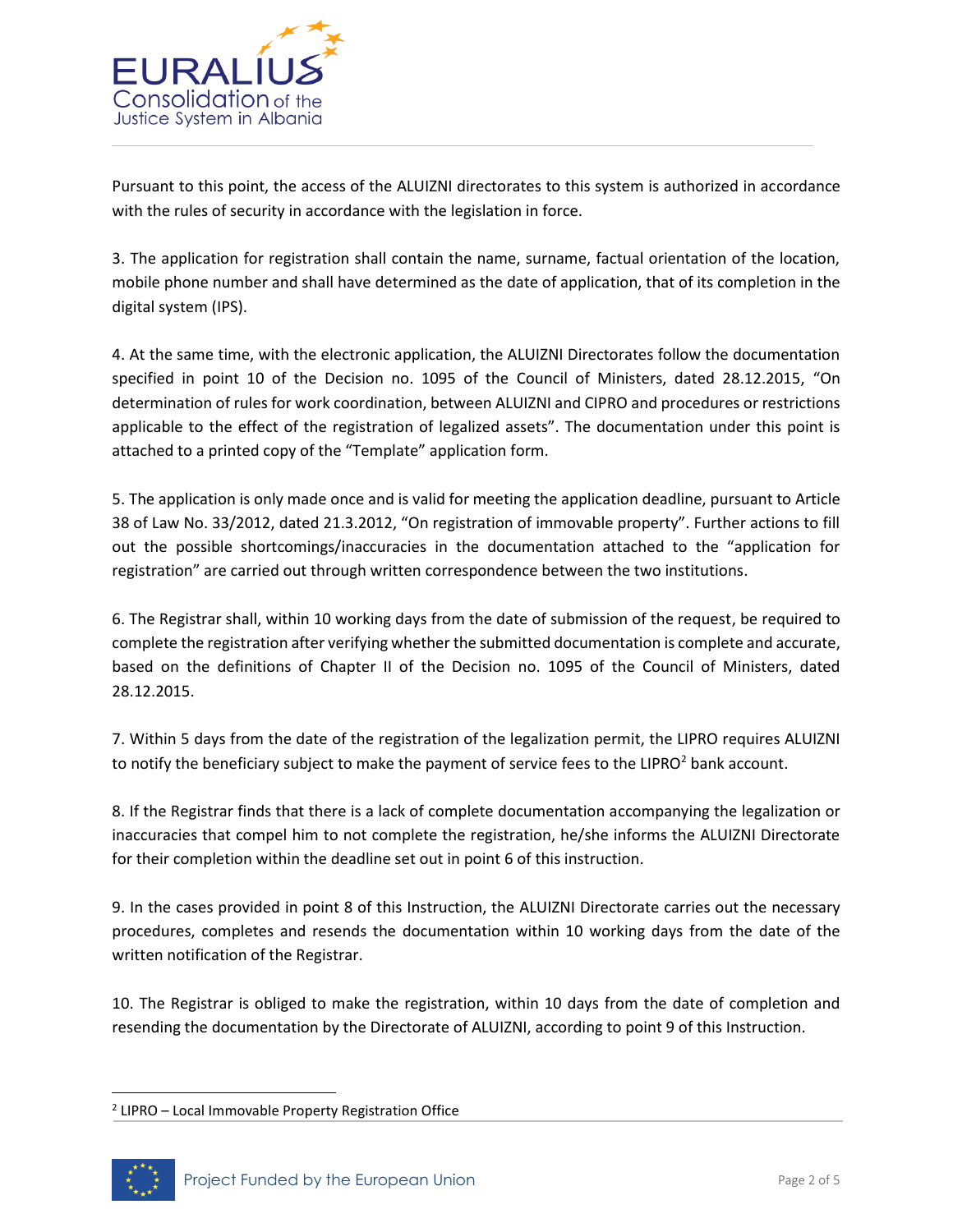Pursuant to this point, the access of the ALUIZNI directorates to this system is authorized in accordance with the rules of security in accordance with the legislation in force.

3. The application for registration shall contain the name, surname, factual orientation of the location, mobile phone number and shall have determined as the date of application, that of its completion in the digital system (IPS).

4. At the same time, with the electronic application, the ALUIZNI Directorates follow the documentation specified in point 10 of the Decision no. 1095 of the Council of Ministers, dated 28.12.2015, "On determination of rules for work coordination, between ALUIZNI and CIPRO and procedures or restrictions applicable to the effect of the registration of legalized assets". The documentation under this point is attached to a printed copy of the "Template" application form.

5. The application is only made once and is valid for meeting the application deadline, pursuant to Article 38 of Law No. 33/2012, dated 21.3.2012, "On registration of immovable property". Further actions to fill out the possible shortcomings/inaccuracies in the documentation attached to the "application for registration" are carried out through written correspondence between the two institutions.

6. The Registrar shall, within 10 working days from the date of submission of the request, be required to complete the registration after verifying whether the submitted documentation is complete and accurate, based on the definitions of Chapter II of the Decision no. 1095 of the Council of Ministers, dated 28.12.2015.

7. Within 5 days from the date of the registration of the legalization permit, the LIPRO requires ALUIZNI to notify the beneficiary subject to make the payment of service fees to the LIPRO[2] bank account.

8. If the Registrar finds that there is a lack of complete documentation accompanying the legalization or inaccuracies that compel him to not complete the registration, he/she informs the ALUIZNI Directorate for their completion within the deadline set out in point 6 of this instruction.

9. In the cases provided in point 8 of this Instruction, the ALUIZNI Directorate carries out the necessary procedures, completes and resends the documentation within 10 working days from the date of the written notification of the Registrar.

10. The Registrar is obliged to make the registration, within 10 days from the date of completion and resending the documentation by the Directorate of ALUIZNI, according to point 9 of this Instruction.

[2] LIPRO – Local Immovable Property Registration Office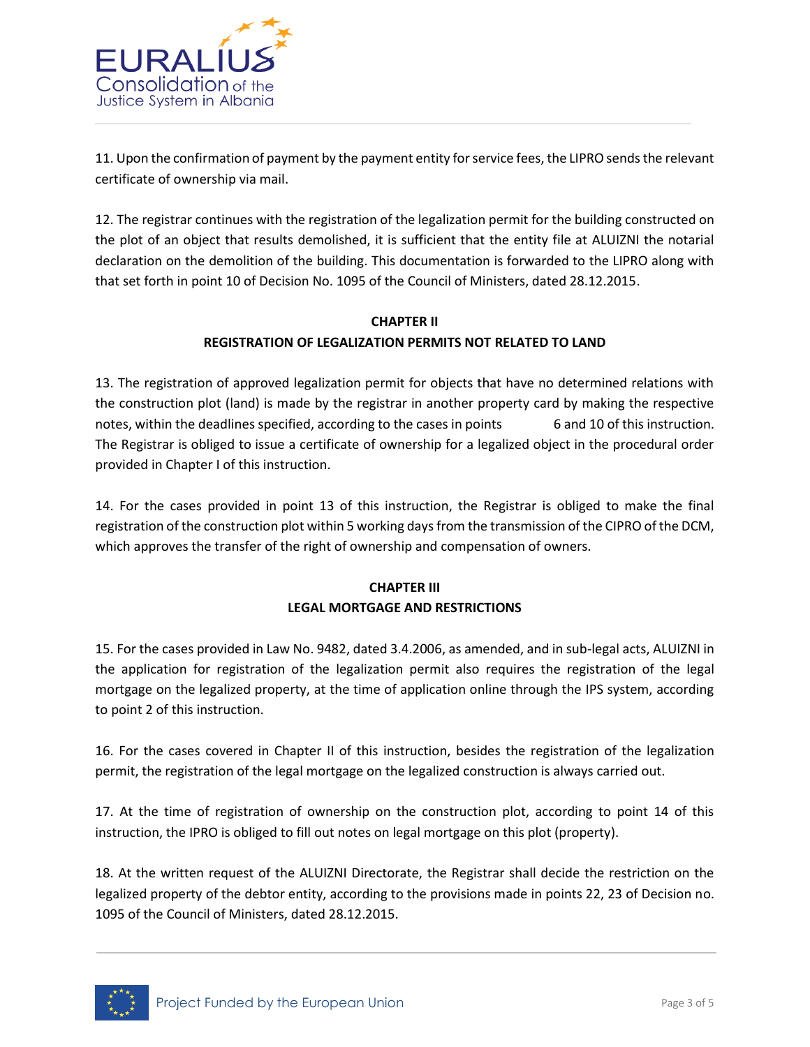11. Upon the confirmation of payment by the payment entity for service fees, the LIPRO sends the relevant certificate of ownership via mail.

12. The registrar continues with the registration of the legalization permit for the building constructed on the plot of an object that results demolished, it is sufficient that the entity file at ALUIZNI the notarial declaration on the demolition of the building. This documentation is forwarded to the LIPRO along with that set forth in point 10 of Decision No. 1095 of the Council of Ministers, dated 28.12.2015.

## CHAPTER II
## REGISTRATION OF LEGALIZATION PERMITS NOT RELATED TO LAND

13. The registration of approved legalization permit for objects that have no determined relations with the construction plot (land) is made by the registrar in another property card by making the respective notes, within the deadlines specified, according to the cases in points 6 and 10 of this instruction. The Registrar is obliged to issue a certificate of ownership for a legalized object in the procedural order provided in Chapter I of this instruction.

14. For the cases provided in point 13 of this instruction, the Registrar is obliged to make the final registration of the construction plot within 5 working days from the transmission of the CIPRO of the DCM, which approves the transfer of the right of ownership and compensation of owners.

## CHAPTER III
## LEGAL MORTGAGE AND RESTRICTIONS

15. For the cases provided in Law No. 9482, dated 3.4.2006, as amended, and in sub-legal acts, ALUIZNI in the application for registration of the legalization permit also requires the registration of the legal mortgage on the legalized property, at the time of application online through the IPS system, according to point 2 of this instruction.

16. For the cases covered in Chapter II of this instruction, besides the registration of the legalization permit, the registration of the legal mortgage on the legalized construction is always carried out.

17. At the time of registration of ownership on the construction plot, according to point 14 of this instruction, the IPRO is obliged to fill out notes on legal mortgage on this plot (property).

18. At the written request of the ALUIZNI Directorate, the Registrar shall decide the restriction on the legalized property of the debtor entity, according to the provisions made in points 22, 23 of Decision no. 1095 of the Council of Ministers, dated 28.12.2015.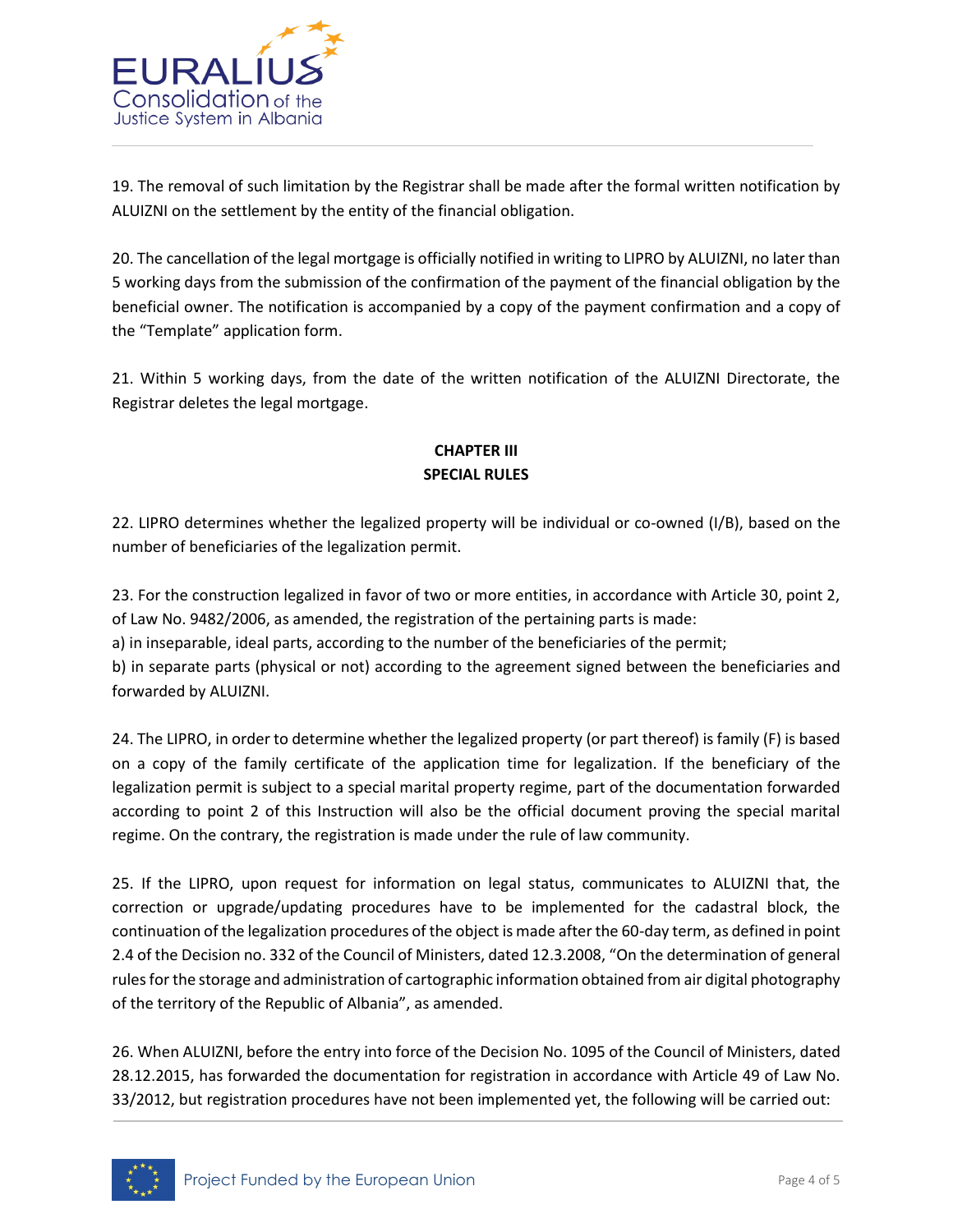19. The removal of such limitation by the Registrar shall be made after the formal written notification by ALUIZNI on the settlement by the entity of the financial obligation.

20. The cancellation of the legal mortgage is officially notified in writing to LIPRO by ALUIZNI, no later than 5 working days from the submission of the confirmation of the payment of the financial obligation by the beneficial owner. The notification is accompanied by a copy of the payment confirmation and a copy of the "Template" application form.

21. Within 5 working days, from the date of the written notification of the ALUIZNI Directorate, the Registrar deletes the legal mortgage.

## CHAPTER III
## SPECIAL RULES

22. LIPRO determines whether the legalized property will be individual or co-owned (I/B), based on the number of beneficiaries of the legalization permit.

23. For the construction legalized in favor of two or more entities, in accordance with Article 30, point 2, of Law No. 9482/2006, as amended, the registration of the pertaining parts is made:
a) in inseparable, ideal parts, according to the number of the beneficiaries of the permit;
b) in separate parts (physical or not) according to the agreement signed between the beneficiaries and forwarded by ALUIZNI.

24. The LIPRO, in order to determine whether the legalized property (or part thereof) is family (F) is based on a copy of the family certificate of the application time for legalization. If the beneficiary of the legalization permit is subject to a special marital property regime, part of the documentation forwarded according to point 2 of this Instruction will also be the official document proving the special marital regime. On the contrary, the registration is made under the rule of law community.

25. If the LIPRO, upon request for information on legal status, communicates to ALUIZNI that, the correction or upgrade/updating procedures have to be implemented for the cadastral block, the continuation of the legalization procedures of the object is made after the 60-day term, as defined in point 2.4 of the Decision no. 332 of the Council of Ministers, dated 12.3.2008, "On the determination of general rules for the storage and administration of cartographic information obtained from air digital photography of the territory of the Republic of Albania", as amended.

26. When ALUIZNI, before the entry into force of the Decision No. 1095 of the Council of Ministers, dated 28.12.2015, has forwarded the documentation for registration in accordance with Article 49 of Law No. 33/2012, but registration procedures have not been implemented yet, the following will be carried out: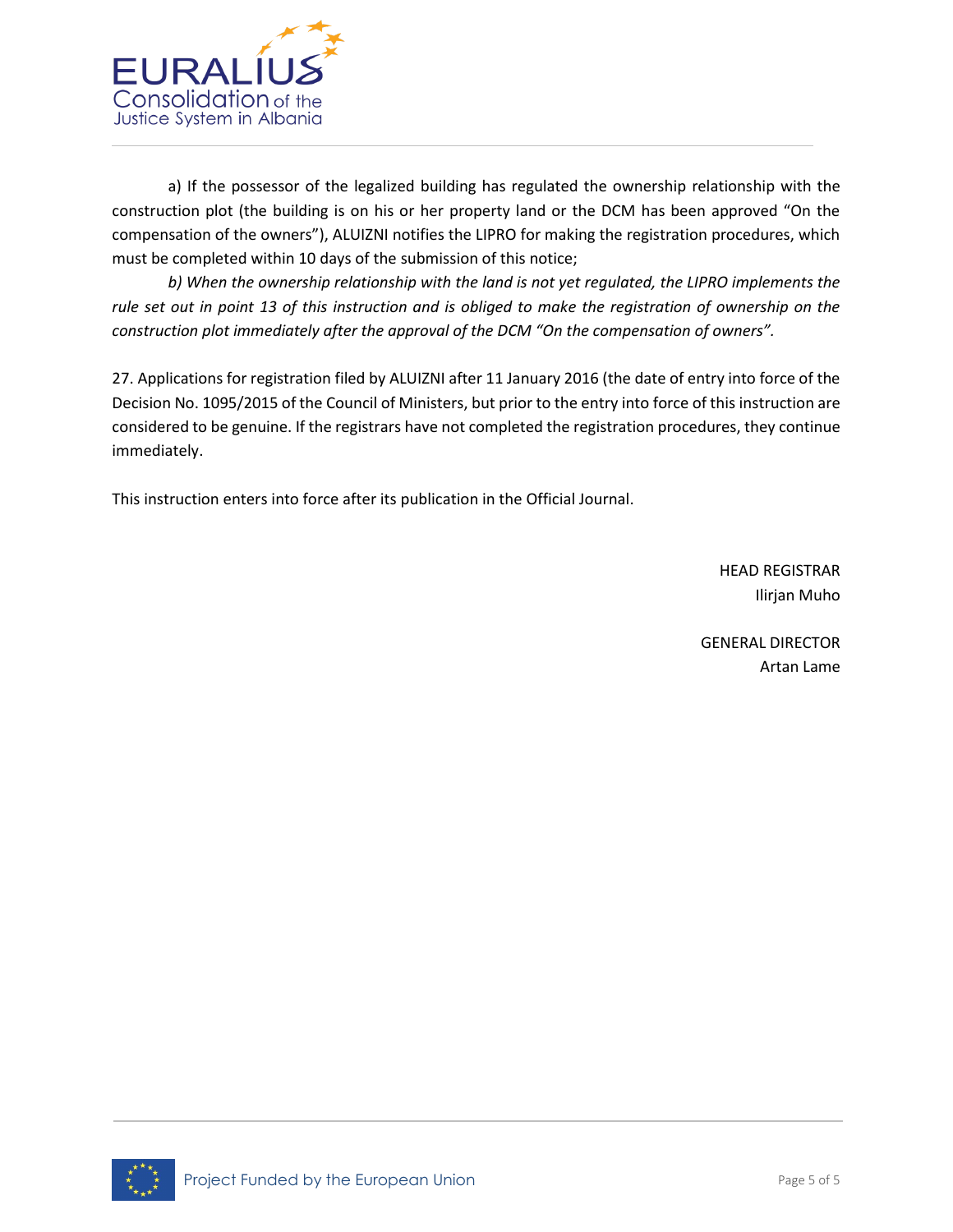a) If the possessor of the legalized building has regulated the ownership relationship with the construction plot (the building is on his or her property land or the DCM has been approved "On the compensation of the owners"), ALUIZNI notifies the LIPRO for making the registration procedures, which must be completed within 10 days of the submission of this notice;

*b) When the ownership relationship with the land is not yet regulated, the LIPRO implements the rule set out in point 13 of this instruction and is obliged to make the registration of ownership on the construction plot immediately after the approval of the DCM "On the compensation of owners".*

27. Applications for registration filed by ALUIZNI after 11 January 2016 (the date of entry into force of the Decision No. 1095/2015 of the Council of Ministers, but prior to the entry into force of this instruction are considered to be genuine. If the registrars have not completed the registration procedures, they continue immediately.

This instruction enters into force after its publication in the Official Journal.

HEAD REGISTRAR
Ilirjan Muho

GENERAL DIRECTOR
Artan Lame